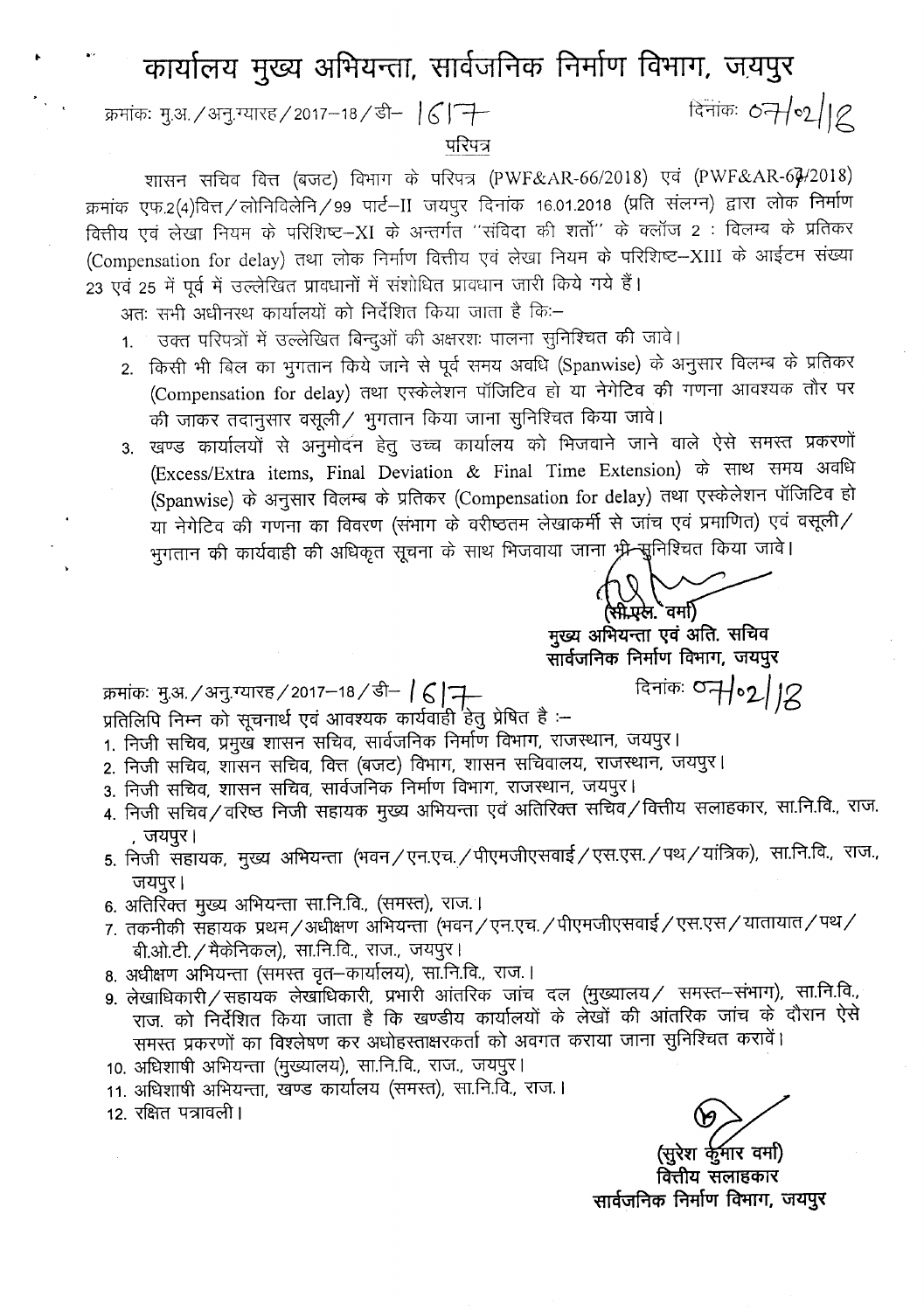# कार्यालय मुख्य अभियन्ता, सार्वजनिक निर्माण विभाग, जयपुर

क्रमांकः मु.अ./अनु.ग्यारह/2017-18/डी- 1617 दिनांकः 07/02/18

**परिपत्र**

शासन सचिव वित्त (बजट) विभाग के परिपत्र (PWF&AR-66/2018) एवं (PWF&AR-67/2018) क्रमांक एफ.2(4)वित्त/लोनिविलेनि/99 पार्ट-II जयपुर दिनांक 16.01.2018 (प्रति संलग्न) द्वारा लोक निर्माण वित्तीय एवं लेखा नियम के परिशिष्ट-XI के अन्तर्गत "संविदा की शर्तो" के क्लॉज 2 : विलम्ब के प्रतिकर (Compensation for delay) तथा लोक निर्माण वित्तीय एवं लेखा नियम के परिशिष्ट-XIII के आईटम संख्या 23 एवं 25 में पूर्व में उल्लेखित प्रावधानों में संशोधित प्रावधान जारी किये गये हैं।

अतः सभी अधीनस्थ कार्यालयों को निर्देशित किया जाता है कि:-

1. उक्त परिपत्रों में उल्लेखित बिन्दुओं की अक्षरशः पालना सुनिश्चित की जावे।
2. किसी भी बिल का भुगतान किये जाने से पूर्व समय अवधि (Spanwise) के अनुसार विलम्ब के प्रतिकर (Compensation for delay) तथा एस्केलेशन पॉजिटिव हो या नेगेटिव की गणना आवश्यक तौर पर की जाकर तदानुसार वसूली/ भुगतान किया जाना सुनिश्चित किया जावे।
3. खण्ड कार्यालयों से अनुमोदन हेतु उच्च कार्यालय को भिजवाने जाने वाले ऐसे समस्त प्रकरणों (Excess/Extra items, Final Deviation & Final Time Extension) के साथ समय अवधि (Spanwise) के अनुसार विलम्ब के प्रतिकर (Compensation for delay) तथा एस्केलेशन पॉजिटिव हो या नेगेटिव की गणना का विवरण (संभाग के वरीष्ठतम लेखाकर्मी से जांच एवं प्रमाणित) एवं वसूली/ भुगतान की कार्यवाही की अधिकृत सूचना के साथ भिजवाया जाना भी सुनिश्चित किया जावे।

(सी.एल. वर्मा)
मुख्य अभियन्ता एवं अति. सचिव
सार्वजनिक निर्माण विभाग, जयपुर

क्रमांकः मु.अ./अनु.ग्यारह/2017-18/डी- 1617 दिनांकः 07/02/18

प्रतिलिपि निम्न को सूचनार्थ एवं आवश्यक कार्यवाही हेतु प्रेषित है :-

1. निजी सचिव, प्रमुख शासन सचिव, सार्वजनिक निर्माण विभाग, राजस्थान, जयपुर।
2. निजी सचिव, शासन सचिव, वित्त (बजट) विभाग, शासन सचिवालय, राजस्थान, जयपुर।
3. निजी सचिव, शासन सचिव, सार्वजनिक निर्माण विभाग, राजस्थान, जयपुर।
4. निजी सचिव/वरिष्ठ निजी सहायक मुख्य अभियन्ता एवं अतिरिक्त सचिव/वित्तीय सलाहकार, सा.नि.वि., राज., जयपुर।
5. निजी सहायक, मुख्य अभियन्ता (भवन/एन.एच./पीएमजीएसवाई/एस.एस./पथ/यांत्रिक), सा.नि.वि., राज., जयपुर।
6. अतिरिक्त मुख्य अभियन्ता सा.नि.वि., (समस्त), राज.।
7. तकनीकी सहायक प्रथम/अधीक्षण अभियन्ता (भवन/एन.एच./पीएमजीएसवाई/एस.एस/यातायात/पथ/बी.ओ.टी./मैकेनिकल), सा.नि.वि., राज., जयपुर।
8. अधीक्षण अभियन्ता (समस्त वृत-कार्यालय), सा.नि.वि., राज.।
9. लेखाधिकारी/सहायक लेखाधिकारी, प्रभारी आंतरिक जांच दल (मुख्यालय/ समस्त-संभाग), सा.नि.वि., राज. को निर्देशित किया जाता है कि खण्डीय कार्यालयों के लेखों की आंतरिक जांच के दौरान ऐसे समस्त प्रकरणों का विश्लेषण कर अधोहस्ताक्षरकर्ता को अवगत कराया जाना सुनिश्चित करावें।
10. अधिशाषी अभियन्ता (मुख्यालय), सा.नि.वि., राज., जयपुर।
11. अधिशाषी अभियन्ता, खण्ड कार्यालय (समस्त), सा.नि.वि., राज.।
12. रक्षित पत्रावली।

(सुरेश कुमार वर्मा)
वित्तीय सलाहकार
सार्वजनिक निर्माण विभाग, जयपुर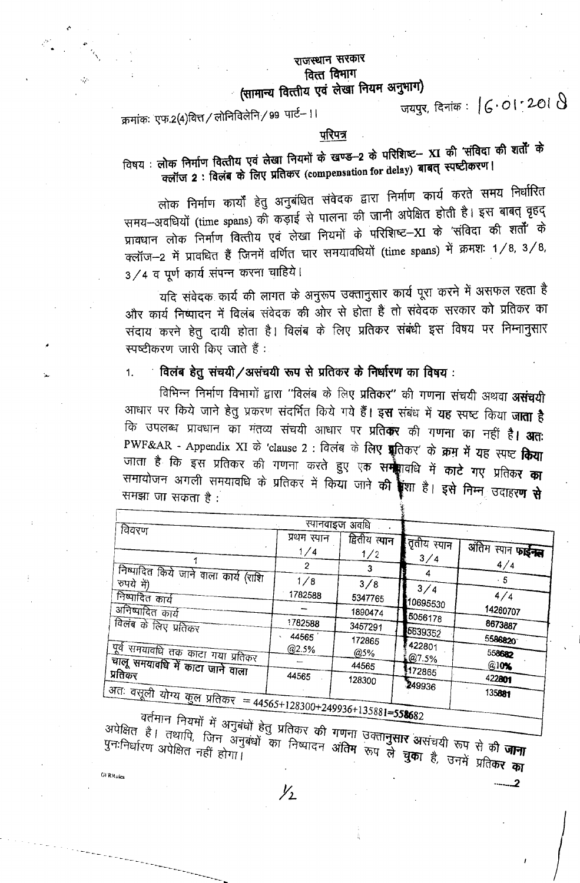# राजस्थान सरकार
## वित्त विभाग
## (सामान्य वित्तीय एवं लेखा नियम अनुभाग)

क्रमांकः एफ.2(4)वित्त/लोनिविलेनि/99 पार्ट-।।

जयपुर, दिनांक : 16.01.2018

### परिपत्र

**विषय : लोक निर्माण वित्तीय एवं लेखा नियमों के खण्ड-2 के परिशिष्ट- XI की 'संविदा की शर्तों' के क्लॉज 2 : विलंब के लिए प्रतिकर (compensation for delay) बाबत् स्पष्टीकरण।**

लोक निर्माण कार्यों हेतु अनुबंधित संवेदक द्वारा निर्माण कार्य करते समय निर्धारित समय-अवधियों (time spans) की कड़ाई से पालना की जानी अपेक्षित होती है। इस बाबत् वृहद् प्रावधान लोक निर्माण वित्तीय एवं लेखा नियमों के परिशिष्ट-XI के 'संविदा की शर्तों' के क्लॉज-2 में प्रावधित हैं जिनमें वर्णित चार समयावधियों (time spans) में क्रमशः 1/8, 3/8, 3/4 व पूर्ण कार्य संपन्न करना चाहिये।

यदि संवेदक कार्य की लागत के अनुरूप उक्तानुसार कार्य पूरा करने में असफल रहता है और कार्य निष्पादन में विलंब संवेदक की ओर से होता है तो संवेदक सरकार को प्रतिकर का संदाय करने हेतु दायी होता है। विलंब के लिए प्रतिकर संबंधी इस विषय पर निम्नानुसार स्पष्टीकरण जारी किए जाते हैं :

1. **विलंब हेतु संचयी/असंचयी रूप से प्रतिकर के निर्धारण का विषय :**

विभिन्न निर्माण विभागों द्वारा "विलंब के लिए प्रतिकर" की गणना संचयी अथवा असंचयी आधार पर किये जाने हेतु प्रकरण संदर्भित किये गये हैं। इस संबंध में यह स्पष्ट किया जाता है कि उपलब्ध प्रावधान का मंतव्य संचयी आधार पर प्रतिकर की गणना का नहीं है। अतः PWF&AR - Appendix XI के 'clause 2 : विलंब के लिए प्रतिकर' के क्रम में यह स्पष्ट किया जाता है कि इस प्रतिकर की गणना करते हुए एक समयावधि में काटे गए प्रतिकर का समायोजन अगली समयावधि के प्रतिकर में किया जाने की मंशा है। इसे निम्न उदाहरण से समझा जा सकता है :

| विवरण | स्पानवाइज अवधि | | | |
|---|---|---|---|---|
| | प्रथम स्पान 1/4 | द्वितीय स्पान 1/2 | तृतीय स्पान 3/4 | अंतिम स्पान फाईनल 4/4 |
| 1 | 2 | 3 | 4 | 5 |
| निष्पादित किये जाने वाला कार्य (राशि रुपये में) | 1/8 | 3/8 | 3/4 | 4/4 |
| | 1782588 | 5347765 | 10695530 | 14260707 |
| निष्पादित कार्य | — | 1890474 | 5056178 | 8673887 |
| अनिष्पादित कार्य | 1782588 | 3457291 | 5639352 | 5586820 |
| विलंब के लिए प्रतिकर | 44565 @2.5% | 172865 @5% | 422801 @7.5% | 558682 @10% |
| पूर्व समयावधि तक काटा गया प्रतिकर | — | 44565 | 172865 | 422801 |
| चालू समयावधि में काटा जाने वाला प्रतिकर | 44565 | 128300 | 249936 | 135881 |
| अतः वसूली योग्य कुल प्रतिकर = 44565+128300+249936+135881=558682 | | | | |

वर्तमान नियमों में अनुबंधों हेतु प्रतिकर की गणना उक्तानुसार असंचयी रूप से की जाना अपेक्षित है। तथापि, जिन अनुबंधों का निष्पादन अंतिम रूप ले चुका है, उनमें प्रतिकर का पुनःनिर्धारण अपेक्षित नहीं होगा।

......2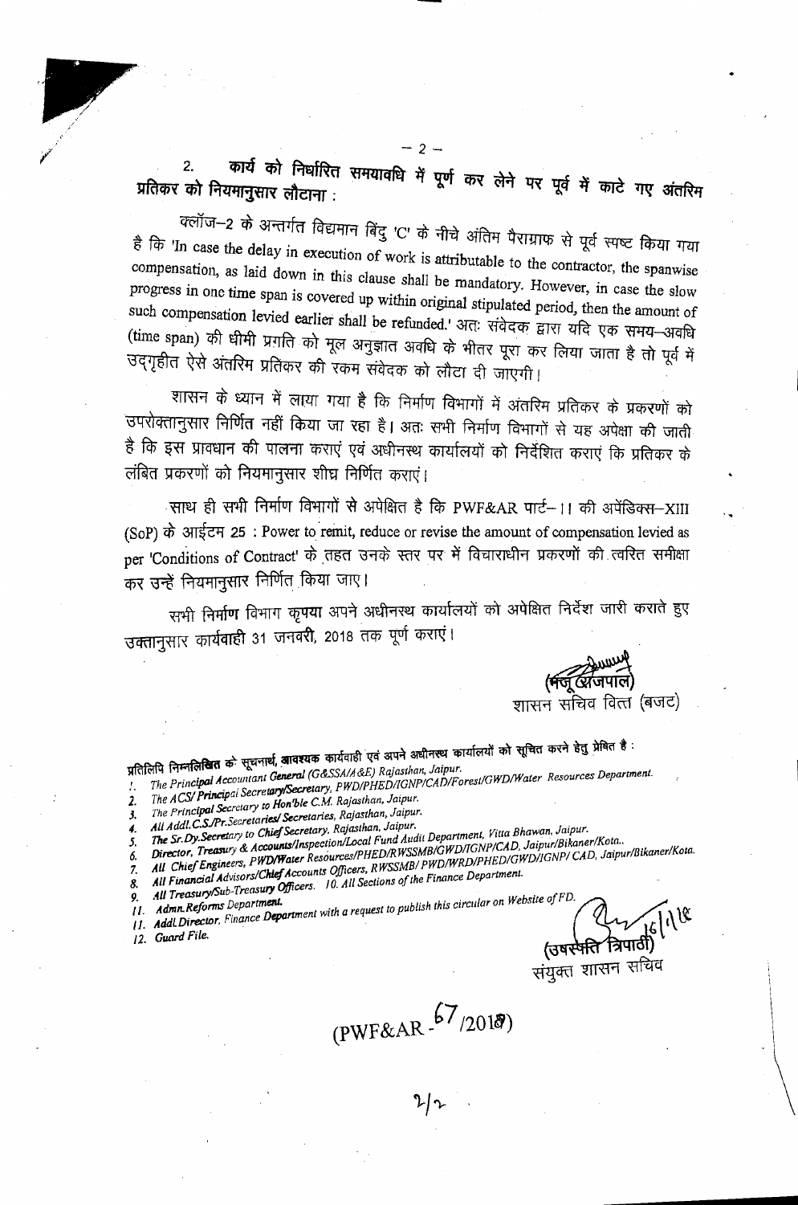2. **कार्य को निर्धारित समयावधि में पूर्ण कर लेने पर पूर्व में काटे गए अंतरिम प्रतिकर को नियमानुसार लौटाना :**

क्लॉज–2 के अन्तर्गत विद्यमान बिंदु 'C' के नीचे अंतिम पैराग्राफ से पूर्व स्पष्ट किया गया है कि 'In case the delay in execution of work is attributable to the contractor, the spanwise compensation, as laid down in this clause shall be mandatory. However, in case the slow progress in one time span is covered up within original stipulated period, then the amount of such compensation levied earlier shall be refunded.' अतः संवेदक द्वारा यदि एक समय–अवधि (time span) की धीमी प्रगति को मूल अनुज्ञात अवधि के भीतर पूरा कर लिया जाता है तो पूर्व में उद्गृहीत ऐसे अंतरिम प्रतिकर की रकम संवेदक को लौटा दी जाएगी।

शासन के ध्यान में लाया गया है कि निर्माण विभागों में अंतरिम प्रतिकर के प्रकरणों को उपरोक्तानुसार निर्णित नहीं किया जा रहा है। अतः सभी निर्माण विभागों से यह अपेक्षा की जाती है कि इस प्रावधान की पालना कराएं एवं अधीनस्थ कार्यालयों को निर्देशित कराएं कि प्रतिकर के लंबित प्रकरणों को नियमानुसार शीघ्र निर्णित कराएं।

साथ ही सभी निर्माण विभागों से अपेक्षित है कि PWF&AR पार्ट–II की अपेंडिक्स–XIII (SoP) के आईटम 25 : Power to remit, reduce or revise the amount of compensation levied as per 'Conditions of Contract' के तहत उनके स्तर पर में विचाराधीन प्रकरणों की त्वरित समीक्षा कर उन्हें नियमानुसार निर्णित किया जाए।

सभी निर्माण विभाग कृपया अपने अधीनस्थ कार्यालयों को अपेक्षित निर्देश जारी कराते हुए उक्तानुसार कार्यवाही 31 जनवरी, 2018 तक पूर्ण कराएं।

(मंजू राजपाल)
शासन सचिव वित्त (बजट)

प्रतिलिपि निम्नलिखित के सूचनार्थ, आवश्यक कार्यवाही एवं अपने अधीनस्थ कार्यालयों को सूचित करने हेतु प्रेषित है :

1. The Principal Accountant General (G&SSA/A&E) Rajasthan, Jaipur.
2. The ACS/ Principal Secretary/Secretary, PWD/PHED/IGNP/CAD/Forest/GWD/Water Resources Department.
3. The Principal Secretary to Hon'ble C.M. Rajasthan, Jaipur.
4. All Addl.C.S./Pr.Secretaries/ Secretaries, Rajasthan, Jaipur.
5. The Sr.Dy.Secretary to Chief Secretary, Rajasthan, Jaipur.
6. Director, Treasury & Accounts/Inspection/Local Fund Audit Department, Vitta Bhawan, Jaipur.
7. All Chief Engineers, PWD/Water Resources/PHED/RWSSMB/GWD/IGNP/CAD, Jaipur/Bikaner/Kota..
8. All Financial Advisors/Chief Accounts Officers, RWSSMB/ PWD/WRD/PHED/GWD/IGNP/ CAD, Jaipur/Bikaner/Kota.
9. All Treasury/Sub-Treasury Officers. 10. All Sections of the Finance Department.
11. Admn.Reforms Department.
11. Addl.Director, Finance Department with a request to publish this circular on Website of FD.
12. Guard File.

(उषस्पति त्रिपाठी)
संयुक्त शासन सचिव

(PWF&AR-67/2018)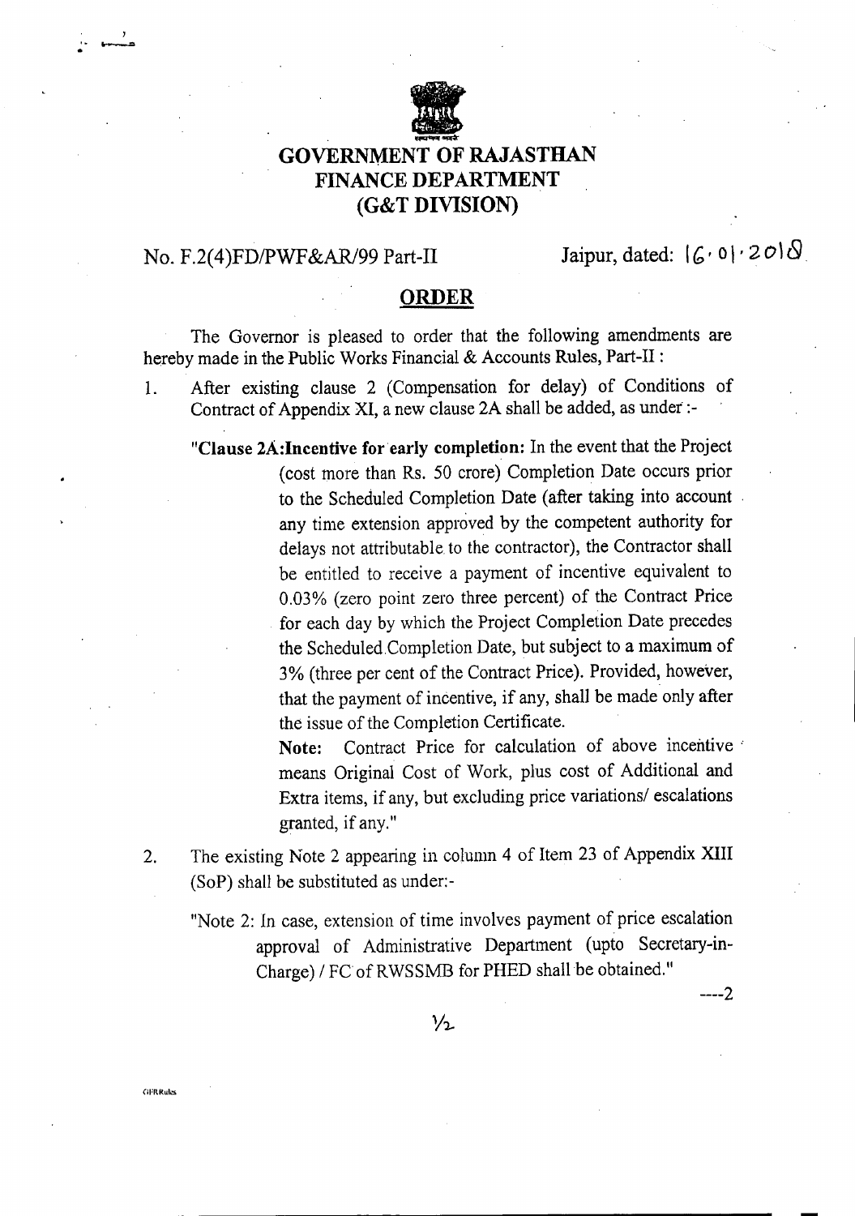# GOVERNMENT OF RAJASTHAN
# FINANCE DEPARTMENT
# (G&T DIVISION)

No. F.2(4)FD/PWF&AR/99 Part-II

Jaipur, dated: 16.01.2018

## ORDER

The Governor is pleased to order that the following amendments are hereby made in the Public Works Financial & Accounts Rules, Part-II :

1. After existing clause 2 (Compensation for delay) of Conditions of Contract of Appendix XI, a new clause 2A shall be added, as under :-

   "**Clause 2A:Incentive for early completion:** In the event that the Project (cost more than Rs. 50 crore) Completion Date occurs prior to the Scheduled Completion Date (after taking into account any time extension approved by the competent authority for delays not attributable to the contractor), the Contractor shall be entitled to receive a payment of incentive equivalent to 0.03% (zero point zero three percent) of the Contract Price for each day by which the Project Completion Date precedes the Scheduled Completion Date, but subject to a maximum of 3% (three per cent of the Contract Price). Provided, however, that the payment of incentive, if any, shall be made only after the issue of the Completion Certificate.

   **Note:** Contract Price for calculation of above incentive means Original Cost of Work, plus cost of Additional and Extra items, if any, but excluding price variations/ escalations granted, if any."

2. The existing Note 2 appearing in column 4 of Item 23 of Appendix XIII (SoP) shall be substituted as under:-

   "Note 2: In case, extension of time involves payment of price escalation approval of Administrative Department (upto Secretary-in-Charge) / FC of RWSSMB for PHED shall be obtained."

----2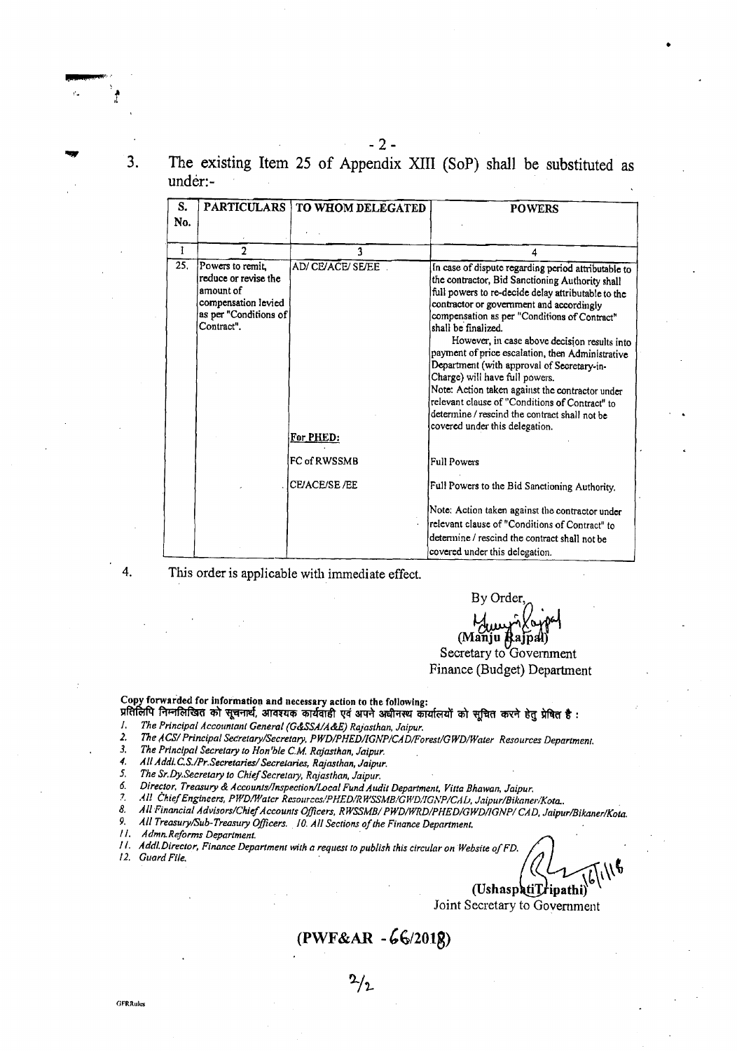3. The existing Item 25 of Appendix XIII (SoP) shall be substituted as under:-

| S. No. | PARTICULARS | TO WHOM DELEGATED | POWERS |
|---|---|---|---|
| 1 | 2 | 3 | 4 |
| 25. | Powers to remit, reduce or revise the amount of compensation levied as per "Conditions of Contract". | AD/ CE/ACE/ SE/EE | In case of dispute regarding period attributable to the contractor, Bid Sanctioning Authority shall full powers to re-decide delay attributable to the contractor or government and accordingly compensation as per "Conditions of Contract" shall be finalized.<br>However, in case above decision results into payment of price escalation, then Administrative Department (with approval of Secretary-in-Charge) will have full powers.<br>Note: Action taken against the contractor under relevant clause of "Conditions of Contract" to determine / rescind the contract shall not be covered under this delegation. |
| | | **For PHED:** | |
| | | FC of RWSSMB | Full Powers |
| | | CE/ACE/SE /EE | Full Powers to the Bid Sanctioning Authority.<br>Note: Action taken against the contractor under relevant clause of "Conditions of Contract" to determine / rescind the contract shall not be covered under this delegation. |

4. This order is applicable with immediate effect.

By Order,

(Manju Rajpal)
Secretary to Government
Finance (Budget) Department

**Copy forwarded for information and necessary action to the following:**
**प्रतिलिपि निम्नलिखित को सूचनार्थ, आवश्यक कार्यवाही एवं अपने अधीनस्थ कार्यालयों को सूचित करने हेतु प्रेषित है :**

1. *The Principal Accountant General (G&SSA/A&E) Rajasthan, Jaipur.*
2. *The ACS/ Principal Secretary/Secretary, PWD/PHED/IGNP/CAD/Forest/GWD/Water Resources Department.*
3. *The Principal Secretary to Hon'ble C.M. Rajasthan, Jaipur.*
4. *All Addl.C.S./Pr.Secretaries/ Secretaries, Rajasthan, Jaipur.*
5. *The Sr.Dy.Secretary to Chief Secretary, Rajasthan, Jaipur.*
6. *Director, Treasury & Accounts/Inspection/Local Fund Audit Department, Vitta Bhawan, Jaipur.*
7. *All Chief Engineers, PWD/Water Resources/PHED/RWSSMB/GWD/IGNP/CAD, Jaipur/Bikaner/Kota..*
8. *All Financial Advisors/Chief Accounts Officers, RWSSMB/ PWD/WRD/PHED/GWD/IGNP/ CAD, Jaipur/Bikaner/Kota.*
9. *All Treasury/Sub-Treasury Officers. 10. All Sections of the Finance Department.*
11. *Admn.Reforms Department.*
11. *Addl.Director, Finance Department with a request to publish this circular on Website of FD.*
12. *Guard File.*

(Ushaspati Tripathi)
Joint Secretary to Government

**(PWF&AR - 66/2018)**